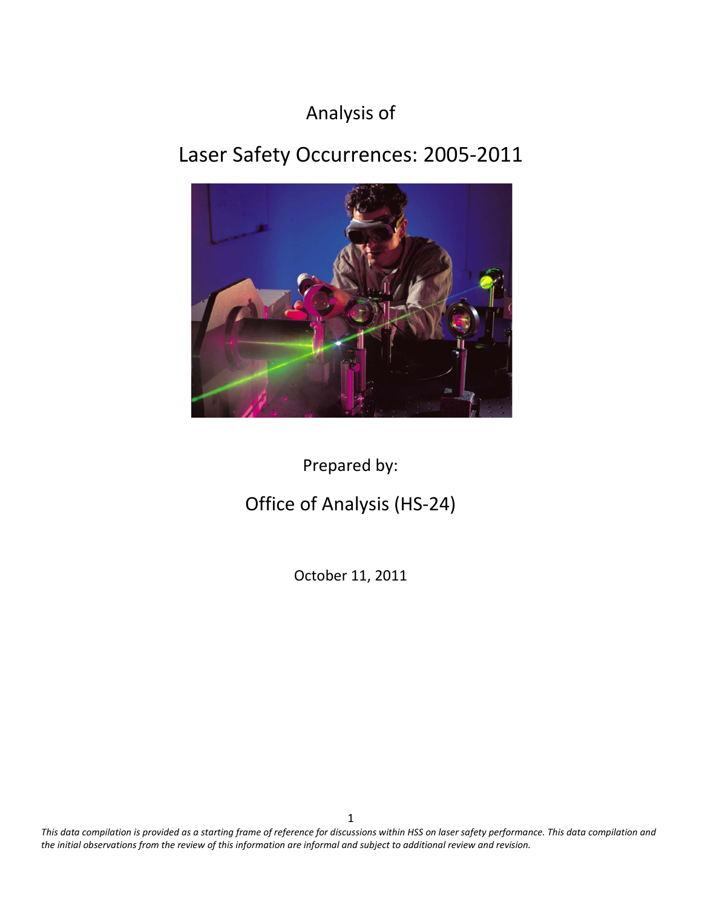# Analysis of

# Laser Safety Occurrences: 2005-2011

Prepared by:

## Office of Analysis (HS-24)

October 11, 2011

*This data compilation is provided as a starting frame of reference for discussions within HSS on laser safety performance. This data compilation and the initial observations from the review of this information are informal and subject to additional review and revision.*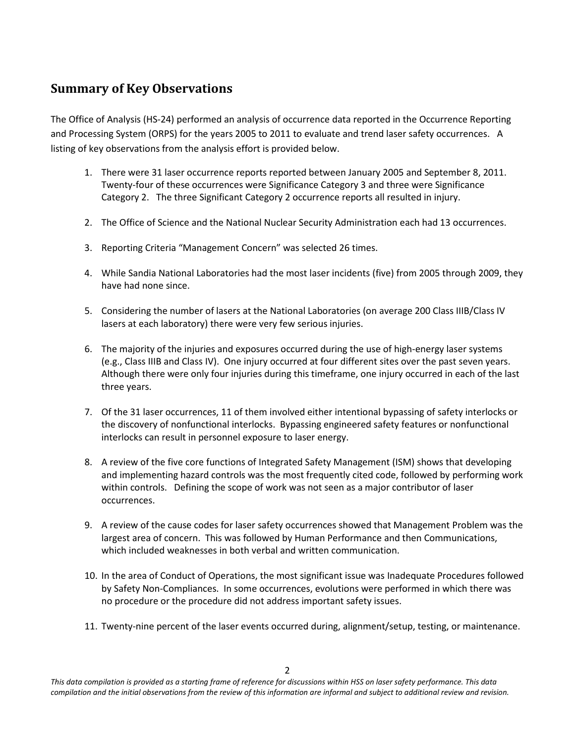## Summary of Key Observations

The Office of Analysis (HS-24) performed an analysis of occurrence data reported in the Occurrence Reporting and Processing System (ORPS) for the years 2005 to 2011 to evaluate and trend laser safety occurrences. A listing of key observations from the analysis effort is provided below.

1. There were 31 laser occurrence reports reported between January 2005 and September 8, 2011. Twenty-four of these occurrences were Significance Category 3 and three were Significance Category 2. The three Significant Category 2 occurrence reports all resulted in injury.

2. The Office of Science and the National Nuclear Security Administration each had 13 occurrences.

3. Reporting Criteria "Management Concern" was selected 26 times.

4. While Sandia National Laboratories had the most laser incidents (five) from 2005 through 2009, they have had none since.

5. Considering the number of lasers at the National Laboratories (on average 200 Class IIIB/Class IV lasers at each laboratory) there were very few serious injuries.

6. The majority of the injuries and exposures occurred during the use of high-energy laser systems (e.g., Class IIIB and Class IV). One injury occurred at four different sites over the past seven years. Although there were only four injuries during this timeframe, one injury occurred in each of the last three years.

7. Of the 31 laser occurrences, 11 of them involved either intentional bypassing of safety interlocks or the discovery of nonfunctional interlocks. Bypassing engineered safety features or nonfunctional interlocks can result in personnel exposure to laser energy.

8. A review of the five core functions of Integrated Safety Management (ISM) shows that developing and implementing hazard controls was the most frequently cited code, followed by performing work within controls. Defining the scope of work was not seen as a major contributor of laser occurrences.

9. A review of the cause codes for laser safety occurrences showed that Management Problem was the largest area of concern. This was followed by Human Performance and then Communications, which included weaknesses in both verbal and written communication.

10. In the area of Conduct of Operations, the most significant issue was Inadequate Procedures followed by Safety Non-Compliances. In some occurrences, evolutions were performed in which there was no procedure or the procedure did not address important safety issues.

11. Twenty-nine percent of the laser events occurred during, alignment/setup, testing, or maintenance.

*This data compilation is provided as a starting frame of reference for discussions within HSS on laser safety performance. This data compilation and the initial observations from the review of this information are informal and subject to additional review and revision.*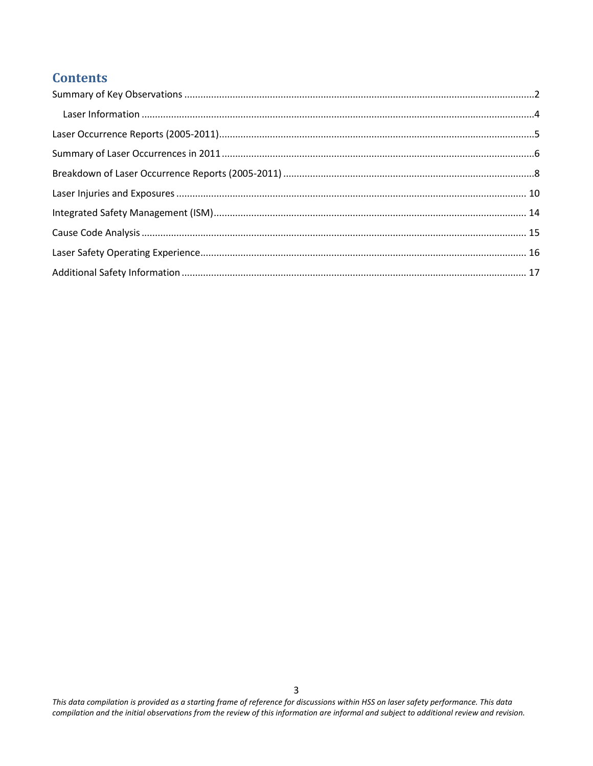## Contents

- Summary of Key Observations ........ 2
  - Laser Information ........ 4
- Laser Occurrence Reports (2005-2011) ........ 5
- Summary of Laser Occurrences in 2011 ........ 6
- Breakdown of Laser Occurrence Reports (2005-2011) ........ 8
- Laser Injuries and Exposures ........ 10
- Integrated Safety Management (ISM) ........ 14
- Cause Code Analysis ........ 15
- Laser Safety Operating Experience ........ 16
- Additional Safety Information ........ 17

*This data compilation is provided as a starting frame of reference for discussions within HSS on laser safety performance. This data compilation and the initial observations from the review of this information are informal and subject to additional review and revision.*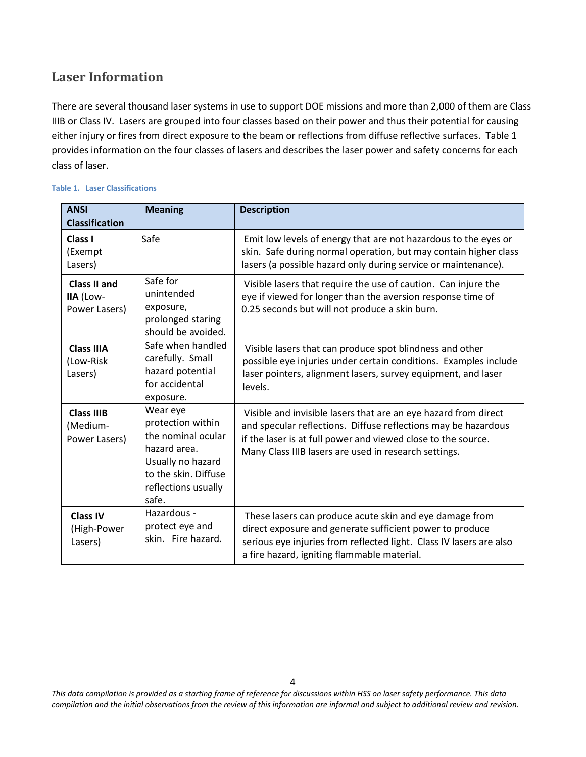## Laser Information

There are several thousand laser systems in use to support DOE missions and more than 2,000 of them are Class IIIB or Class IV. Lasers are grouped into four classes based on their power and thus their potential for causing either injury or fires from direct exposure to the beam or reflections from diffuse reflective surfaces. Table 1 provides information on the four classes of lasers and describes the laser power and safety concerns for each class of laser.

**Table 1. Laser Classifications**

| ANSI Classification | Meaning | Description |
|---|---|---|
| **Class I** (Exempt Lasers) | Safe | Emit low levels of energy that are not hazardous to the eyes or skin. Safe during normal operation, but may contain higher class lasers (a possible hazard only during service or maintenance). |
| **Class II and IIA** (Low-Power Lasers) | Safe for unintended exposure, prolonged staring should be avoided. | Visible lasers that require the use of caution. Can injure the eye if viewed for longer than the aversion response time of 0.25 seconds but will not produce a skin burn. |
| **Class IIIA** (Low-Risk Lasers) | Safe when handled carefully. Small hazard potential for accidental exposure. | Visible lasers that can produce spot blindness and other possible eye injuries under certain conditions. Examples include laser pointers, alignment lasers, survey equipment, and laser levels. |
| **Class IIIB** (Medium-Power Lasers) | Wear eye protection within the nominal ocular hazard area. Usually no hazard to the skin. Diffuse reflections usually safe. | Visible and invisible lasers that are an eye hazard from direct and specular reflections. Diffuse reflections may be hazardous if the laser is at full power and viewed close to the source. Many Class IIIB lasers are used in research settings. |
| **Class IV** (High-Power Lasers) | Hazardous - protect eye and skin. Fire hazard. | These lasers can produce acute skin and eye damage from direct exposure and generate sufficient power to produce serious eye injuries from reflected light. Class IV lasers are also a fire hazard, igniting flammable material. |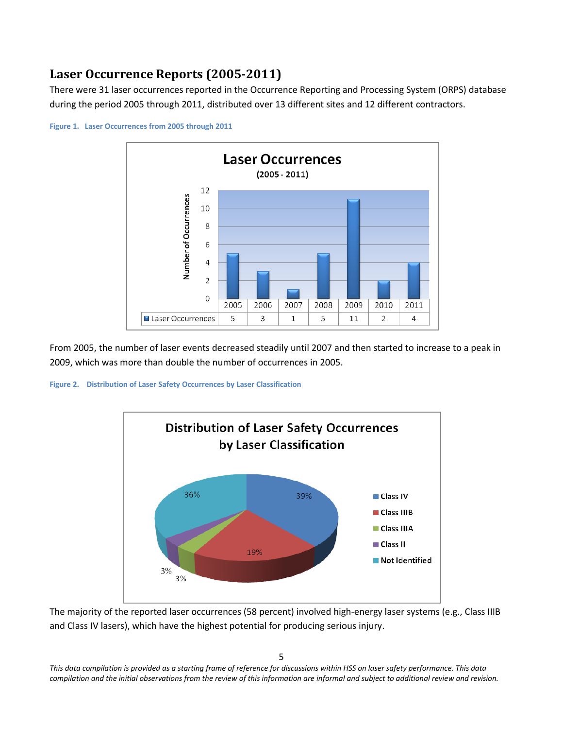## Laser Occurrence Reports (2005-2011)

There were 31 laser occurrences reported in the Occurrence Reporting and Processing System (ORPS) database during the period 2005 through 2011, distributed over 13 different sites and 12 different contractors.

**Figure 1. Laser Occurrences from 2005 through 2011**

| | 2005 | 2006 | 2007 | 2008 | 2009 | 2010 | 2011 |
|---|---|---|---|---|---|---|---|
| Laser Occurrences | 5 | 3 | 1 | 5 | 11 | 2 | 4 |

From 2005, the number of laser events decreased steadily until 2007 and then started to increase to a peak in 2009, which was more than double the number of occurrences in 2005.

**Figure 2. Distribution of Laser Safety Occurrences by Laser Classification**

| Laser Classification | Percent |
|---|---|
| Class IV | 39% |
| Class IIIB | 19% |
| Class IIIA | 3% |
| Class II | 3% |
| Not Identified | 36% |

The majority of the reported laser occurrences (58 percent) involved high-energy laser systems (e.g., Class IIIB and Class IV lasers), which have the highest potential for producing serious injury.

*This data compilation is provided as a starting frame of reference for discussions within HSS on laser safety performance. This data compilation and the initial observations from the review of this information are informal and subject to additional review and revision.*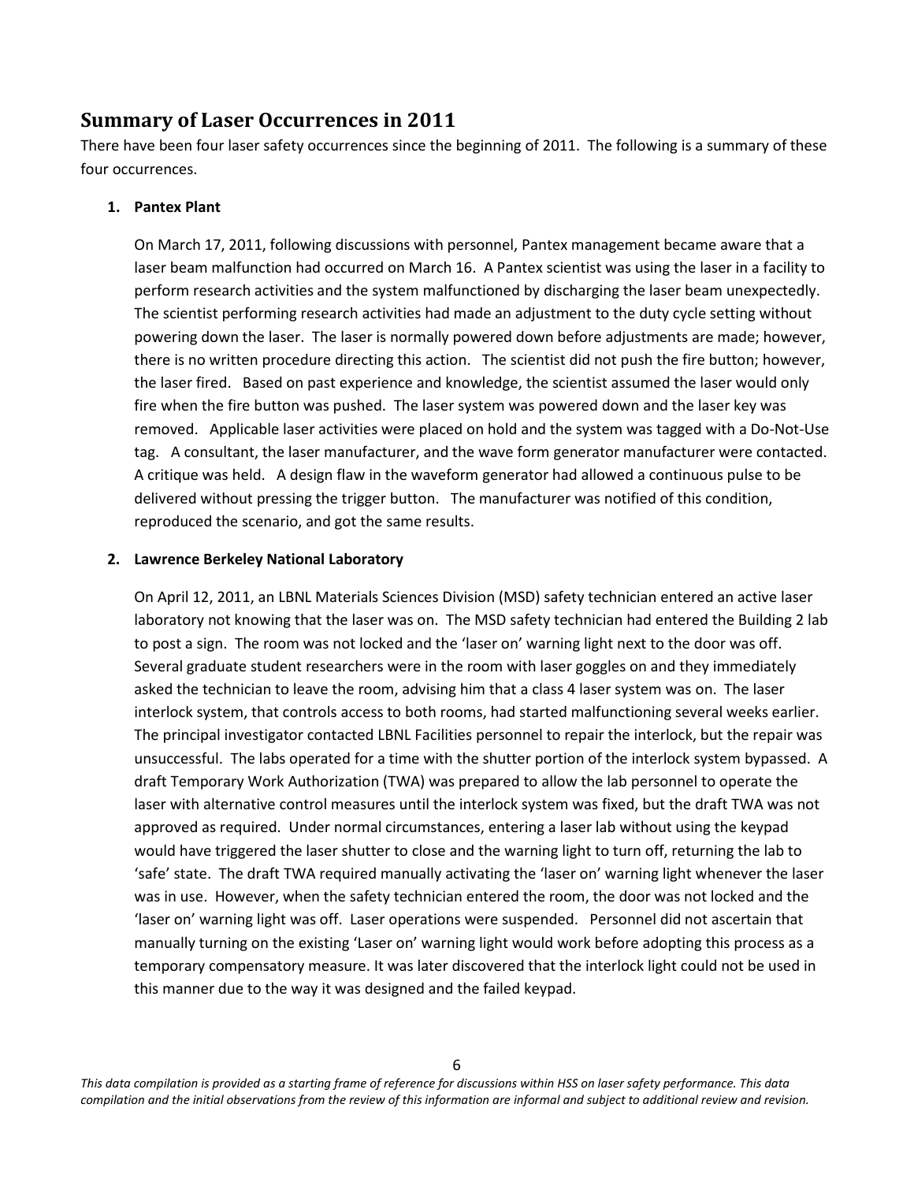## Summary of Laser Occurrences in 2011

There have been four laser safety occurrences since the beginning of 2011. The following is a summary of these four occurrences.

1. **Pantex Plant**

   On March 17, 2011, following discussions with personnel, Pantex management became aware that a laser beam malfunction had occurred on March 16. A Pantex scientist was using the laser in a facility to perform research activities and the system malfunctioned by discharging the laser beam unexpectedly. The scientist performing research activities had made an adjustment to the duty cycle setting without powering down the laser. The laser is normally powered down before adjustments are made; however, there is no written procedure directing this action. The scientist did not push the fire button; however, the laser fired. Based on past experience and knowledge, the scientist assumed the laser would only fire when the fire button was pushed. The laser system was powered down and the laser key was removed. Applicable laser activities were placed on hold and the system was tagged with a Do-Not-Use tag. A consultant, the laser manufacturer, and the wave form generator manufacturer were contacted. A critique was held. A design flaw in the waveform generator had allowed a continuous pulse to be delivered without pressing the trigger button. The manufacturer was notified of this condition, reproduced the scenario, and got the same results.

2. **Lawrence Berkeley National Laboratory**

   On April 12, 2011, an LBNL Materials Sciences Division (MSD) safety technician entered an active laser laboratory not knowing that the laser was on. The MSD safety technician had entered the Building 2 lab to post a sign. The room was not locked and the 'laser on' warning light next to the door was off. Several graduate student researchers were in the room with laser goggles on and they immediately asked the technician to leave the room, advising him that a class 4 laser system was on. The laser interlock system, that controls access to both rooms, had started malfunctioning several weeks earlier. The principal investigator contacted LBNL Facilities personnel to repair the interlock, but the repair was unsuccessful. The labs operated for a time with the shutter portion of the interlock system bypassed. A draft Temporary Work Authorization (TWA) was prepared to allow the lab personnel to operate the laser with alternative control measures until the interlock system was fixed, but the draft TWA was not approved as required. Under normal circumstances, entering a laser lab without using the keypad would have triggered the laser shutter to close and the warning light to turn off, returning the lab to 'safe' state. The draft TWA required manually activating the 'laser on' warning light whenever the laser was in use. However, when the safety technician entered the room, the door was not locked and the 'laser on' warning light was off. Laser operations were suspended. Personnel did not ascertain that manually turning on the existing 'Laser on' warning light would work before adopting this process as a temporary compensatory measure. It was later discovered that the interlock light could not be used in this manner due to the way it was designed and the failed keypad.

*This data compilation is provided as a starting frame of reference for discussions within HSS on laser safety performance. This data compilation and the initial observations from the review of this information are informal and subject to additional review and revision.*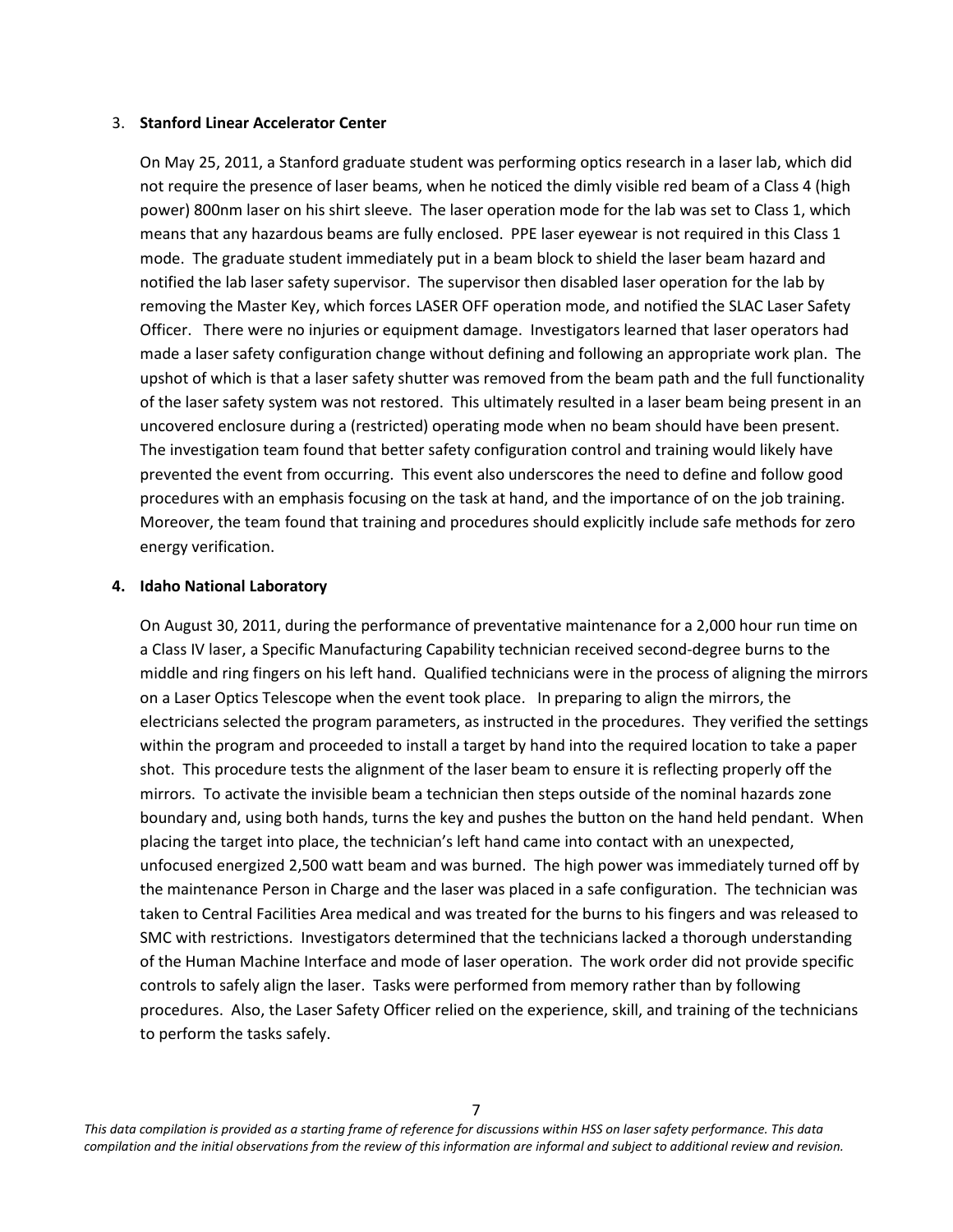3. **Stanford Linear Accelerator Center**

On May 25, 2011, a Stanford graduate student was performing optics research in a laser lab, which did not require the presence of laser beams, when he noticed the dimly visible red beam of a Class 4 (high power) 800nm laser on his shirt sleeve. The laser operation mode for the lab was set to Class 1, which means that any hazardous beams are fully enclosed. PPE laser eyewear is not required in this Class 1 mode. The graduate student immediately put in a beam block to shield the laser beam hazard and notified the lab laser safety supervisor. The supervisor then disabled laser operation for the lab by removing the Master Key, which forces LASER OFF operation mode, and notified the SLAC Laser Safety Officer. There were no injuries or equipment damage. Investigators learned that laser operators had made a laser safety configuration change without defining and following an appropriate work plan. The upshot of which is that a laser safety shutter was removed from the beam path and the full functionality of the laser safety system was not restored. This ultimately resulted in a laser beam being present in an uncovered enclosure during a (restricted) operating mode when no beam should have been present. The investigation team found that better safety configuration control and training would likely have prevented the event from occurring. This event also underscores the need to define and follow good procedures with an emphasis focusing on the task at hand, and the importance of on the job training. Moreover, the team found that training and procedures should explicitly include safe methods for zero energy verification.

4. **Idaho National Laboratory**

On August 30, 2011, during the performance of preventative maintenance for a 2,000 hour run time on a Class IV laser, a Specific Manufacturing Capability technician received second-degree burns to the middle and ring fingers on his left hand. Qualified technicians were in the process of aligning the mirrors on a Laser Optics Telescope when the event took place. In preparing to align the mirrors, the electricians selected the program parameters, as instructed in the procedures. They verified the settings within the program and proceeded to install a target by hand into the required location to take a paper shot. This procedure tests the alignment of the laser beam to ensure it is reflecting properly off the mirrors. To activate the invisible beam a technician then steps outside of the nominal hazards zone boundary and, using both hands, turns the key and pushes the button on the hand held pendant. When placing the target into place, the technician's left hand came into contact with an unexpected, unfocused energized 2,500 watt beam and was burned. The high power was immediately turned off by the maintenance Person in Charge and the laser was placed in a safe configuration. The technician was taken to Central Facilities Area medical and was treated for the burns to his fingers and was released to SMC with restrictions. Investigators determined that the technicians lacked a thorough understanding of the Human Machine Interface and mode of laser operation. The work order did not provide specific controls to safely align the laser. Tasks were performed from memory rather than by following procedures. Also, the Laser Safety Officer relied on the experience, skill, and training of the technicians to perform the tasks safely.

*This data compilation is provided as a starting frame of reference for discussions within HSS on laser safety performance. This data compilation and the initial observations from the review of this information are informal and subject to additional review and revision.*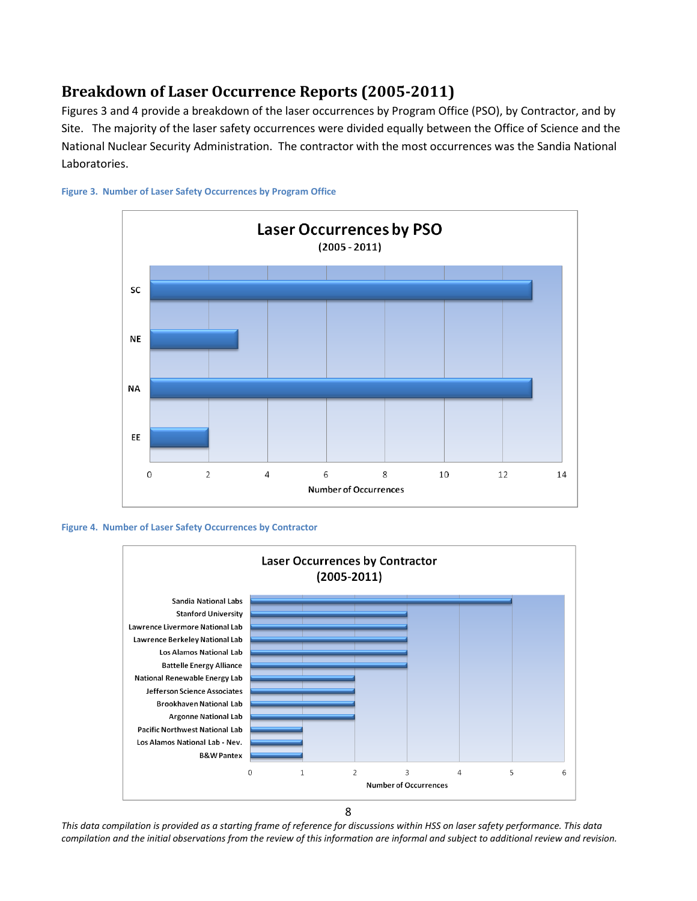## Breakdown of Laser Occurrence Reports (2005-2011)

Figures 3 and 4 provide a breakdown of the laser occurrences by Program Office (PSO), by Contractor, and by Site. The majority of the laser safety occurrences were divided equally between the Office of Science and the National Nuclear Security Administration. The contractor with the most occurrences was the Sandia National Laboratories.

**Figure 3. Number of Laser Safety Occurrences by Program Office**

Laser Occurrences by PSO (2005 - 2011)

| PSO | Number of Occurrences |
|---|---|
| SC | 13 |
| NE | 3 |
| NA | 13 |
| EE | 2 |

**Figure 4. Number of Laser Safety Occurrences by Contractor**

Laser Occurrences by Contractor (2005-2011)

| Contractor | Number of Occurrences |
|---|---|
| Sandia National Labs | 5 |
| Stanford University | 3 |
| Lawrence Livermore National Lab | 3 |
| Lawrence Berkeley National Lab | 3 |
| Los Alamos National Lab | 3 |
| Battelle Energy Alliance | 3 |
| National Renewable Energy Lab | 2 |
| Jefferson Science Associates | 2 |
| Brookhaven National Lab | 2 |
| Argonne National Lab | 2 |
| Pacific Northwest National Lab | 1 |
| Los Alamos National Lab - Nev. | 1 |
| B&W Pantex | 1 |

*This data compilation is provided as a starting frame of reference for discussions within HSS on laser safety performance. This data compilation and the initial observations from the review of this information are informal and subject to additional review and revision.*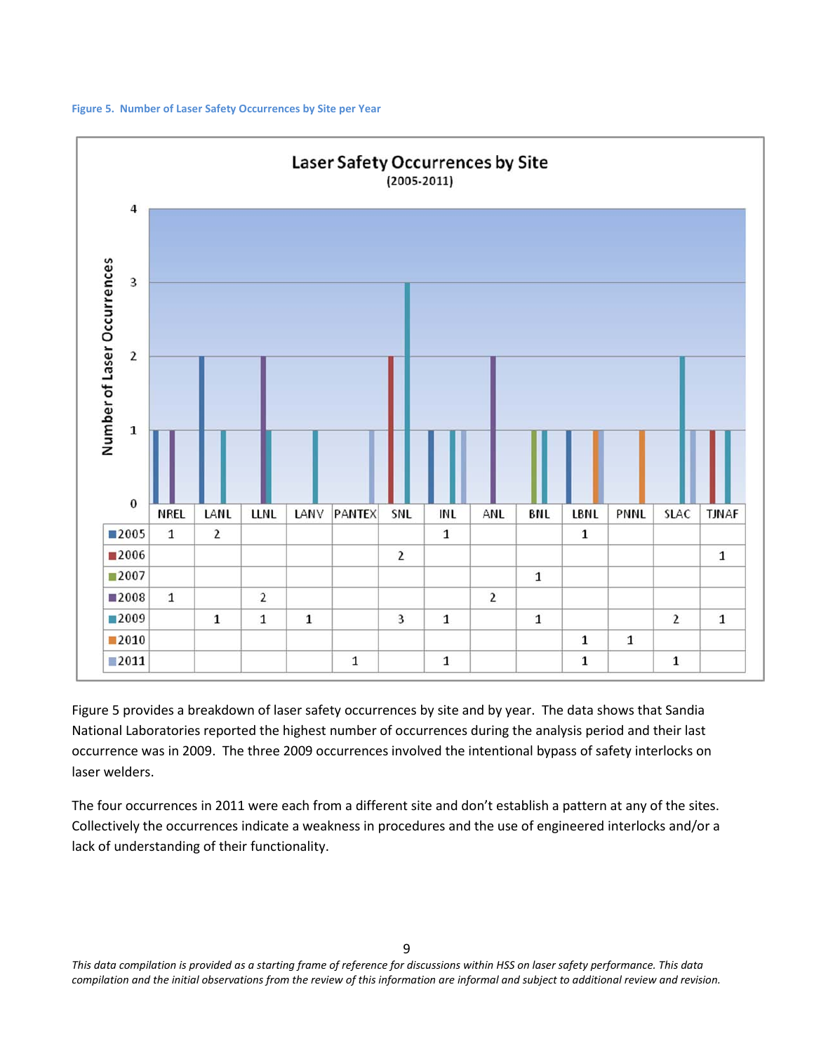Figure 5. Number of Laser Safety Occurrences by Site per Year

**Laser Safety Occurrences by Site**
(2005-2011)

| | NREL | LANL | LLNL | LANV | PANTEX | SNL | INL | ANL | BNL | LBNL | PNNL | SLAC | TJNAF |
|---|---|---|---|---|---|---|---|---|---|---|---|---|---|
| 2005 | 1 | 2 | | | | | 1 | | | 1 | | | |
| 2006 | | | | | | 2 | | | | | | | 1 |
| 2007 | | | | | | | | | 1 | | | | |
| 2008 | 1 | | 2 | | | | | 2 | | | | | |
| 2009 | | 1 | 1 | 1 | | 3 | 1 | | 1 | | | 2 | 1 |
| 2010 | | | | | | | | | | 1 | 1 | | |
| 2011 | | | | | 1 | | 1 | | | 1 | | 1 | |

Figure 5 provides a breakdown of laser safety occurrences by site and by year. The data shows that Sandia National Laboratories reported the highest number of occurrences during the analysis period and their last occurrence was in 2009. The three 2009 occurrences involved the intentional bypass of safety interlocks on laser welders.

The four occurrences in 2011 were each from a different site and don't establish a pattern at any of the sites. Collectively the occurrences indicate a weakness in procedures and the use of engineered interlocks and/or a lack of understanding of their functionality.

*This data compilation is provided as a starting frame of reference for discussions within HSS on laser safety performance. This data compilation and the initial observations from the review of this information are informal and subject to additional review and revision.*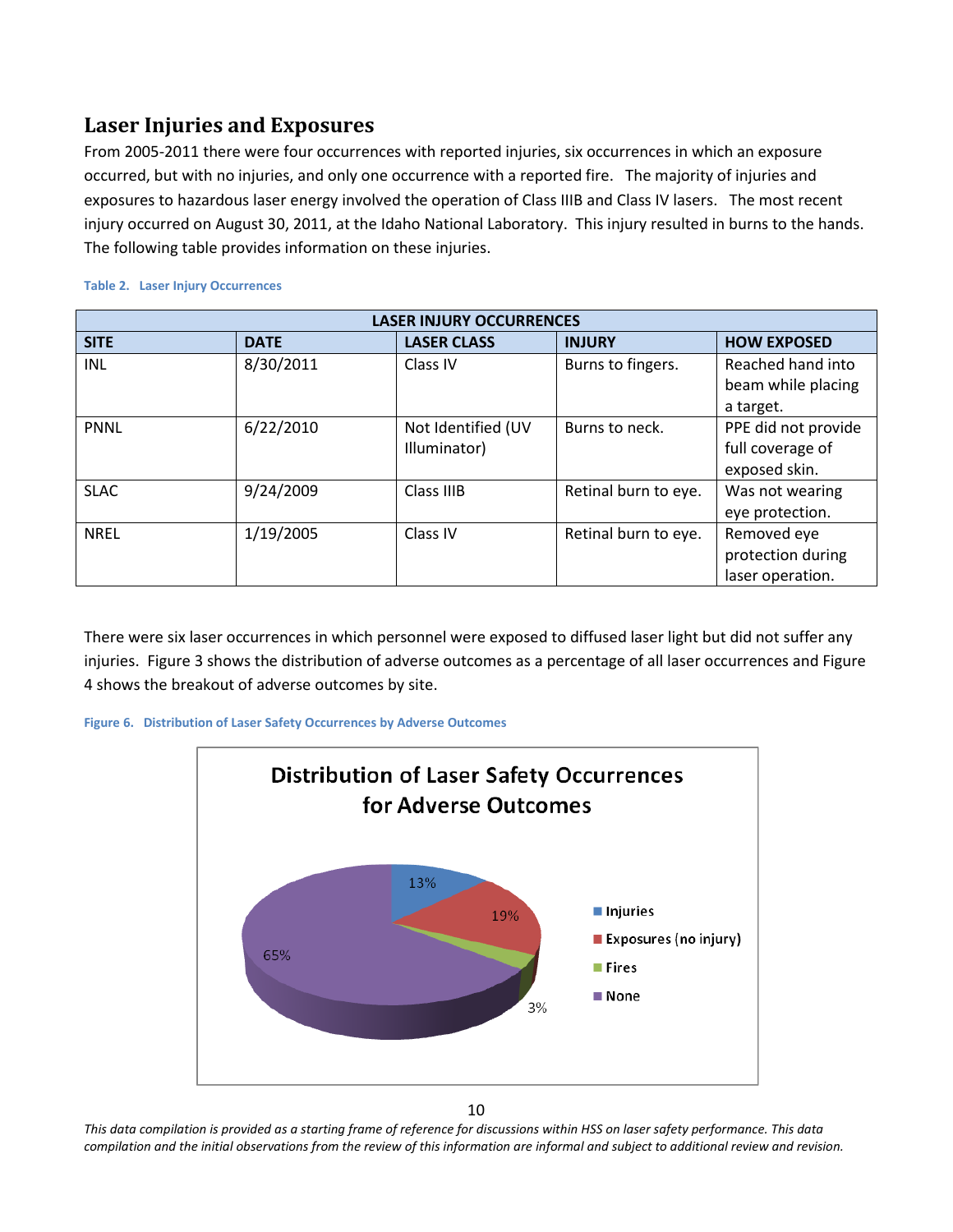## Laser Injuries and Exposures

From 2005-2011 there were four occurrences with reported injuries, six occurrences in which an exposure occurred, but with no injuries, and only one occurrence with a reported fire. The majority of injuries and exposures to hazardous laser energy involved the operation of Class IIIB and Class IV lasers. The most recent injury occurred on August 30, 2011, at the Idaho National Laboratory. This injury resulted in burns to the hands. The following table provides information on these injuries.

**Table 2. Laser Injury Occurrences**

| LASER INJURY OCCURRENCES | | | | |
|---|---|---|---|---|
| **SITE** | **DATE** | **LASER CLASS** | **INJURY** | **HOW EXPOSED** |
| INL | 8/30/2011 | Class IV | Burns to fingers. | Reached hand into beam while placing a target. |
| PNNL | 6/22/2010 | Not Identified (UV Illuminator) | Burns to neck. | PPE did not provide full coverage of exposed skin. |
| SLAC | 9/24/2009 | Class IIIB | Retinal burn to eye. | Was not wearing eye protection. |
| NREL | 1/19/2005 | Class IV | Retinal burn to eye. | Removed eye protection during laser operation. |

There were six laser occurrences in which personnel were exposed to diffused laser light but did not suffer any injuries. Figure 3 shows the distribution of adverse outcomes as a percentage of all laser occurrences and Figure 4 shows the breakout of adverse outcomes by site.

**Figure 6. Distribution of Laser Safety Occurrences by Adverse Outcomes**

Distribution of Laser Safety Occurrences for Adverse Outcomes

| Outcome | Percentage |
|---|---|
| Injuries | 13% |
| Exposures (no injury) | 19% |
| Fires | 3% |
| None | 65% |

*This data compilation is provided as a starting frame of reference for discussions within HSS on laser safety performance. This data compilation and the initial observations from the review of this information are informal and subject to additional review and revision.*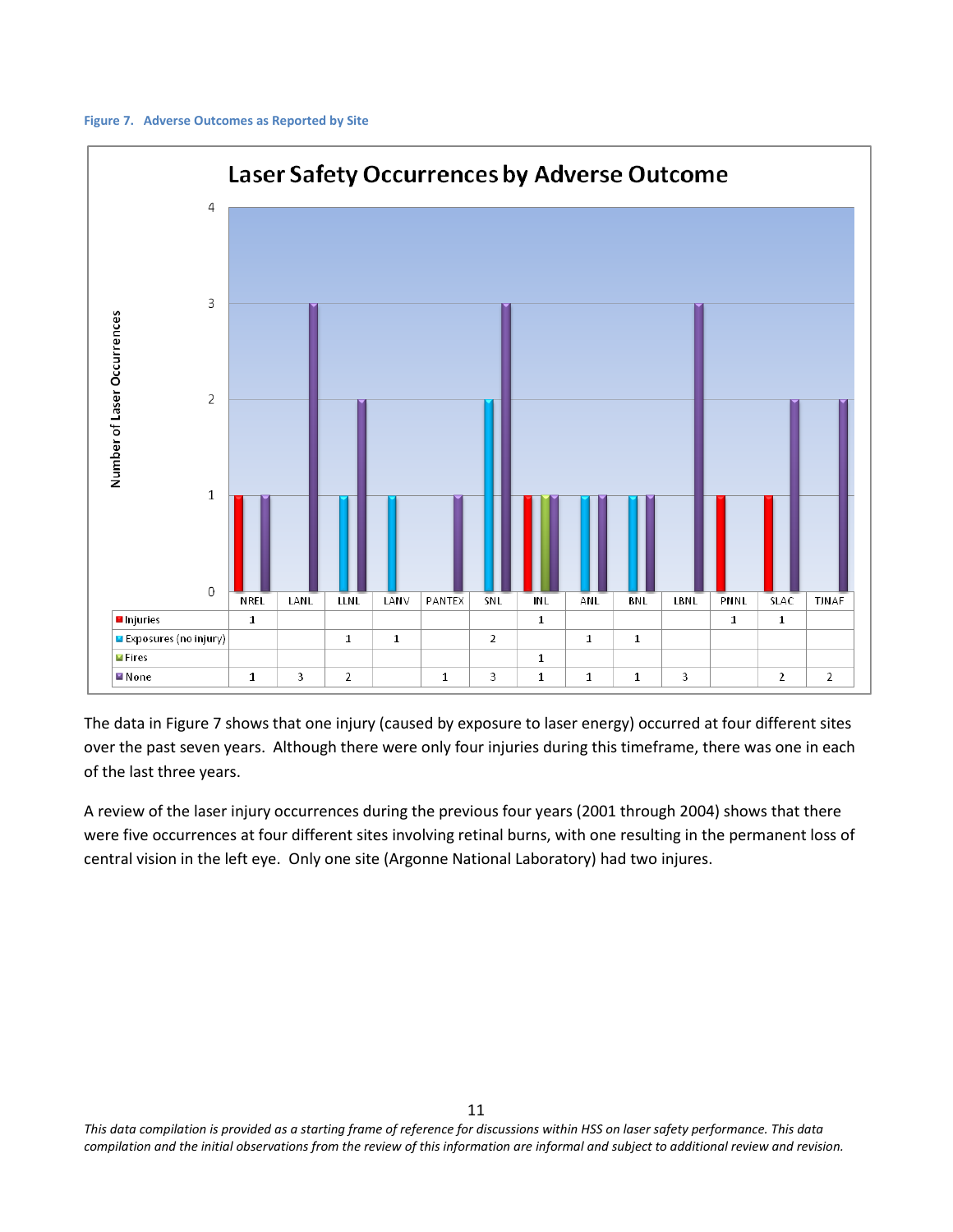**Figure 7. Adverse Outcomes as Reported by Site**

**Laser Safety Occurrences by Adverse Outcome**

| | NREL | LANL | LLNL | LANV | PANTEX | SNL | INL | ANL | BNL | LBNL | PNNL | SLAC | TJNAF |
|---|---|---|---|---|---|---|---|---|---|---|---|---|---|
| Injuries | 1 | | | | | | 1 | | | | 1 | 1 | |
| Exposures (no injury) | | | 1 | 1 | | 2 | | 1 | 1 | | | | |
| Fires | | | | | | | 1 | | | | | | |
| None | 1 | 3 | 2 | | 1 | 3 | 1 | 1 | 1 | 3 | | 2 | 2 |

The data in Figure 7 shows that one injury (caused by exposure to laser energy) occurred at four different sites over the past seven years. Although there were only four injuries during this timeframe, there was one in each of the last three years.

A review of the laser injury occurrences during the previous four years (2001 through 2004) shows that there were five occurrences at four different sites involving retinal burns, with one resulting in the permanent loss of central vision in the left eye. Only one site (Argonne National Laboratory) had two injures.

*This data compilation is provided as a starting frame of reference for discussions within HSS on laser safety performance. This data compilation and the initial observations from the review of this information are informal and subject to additional review and revision.*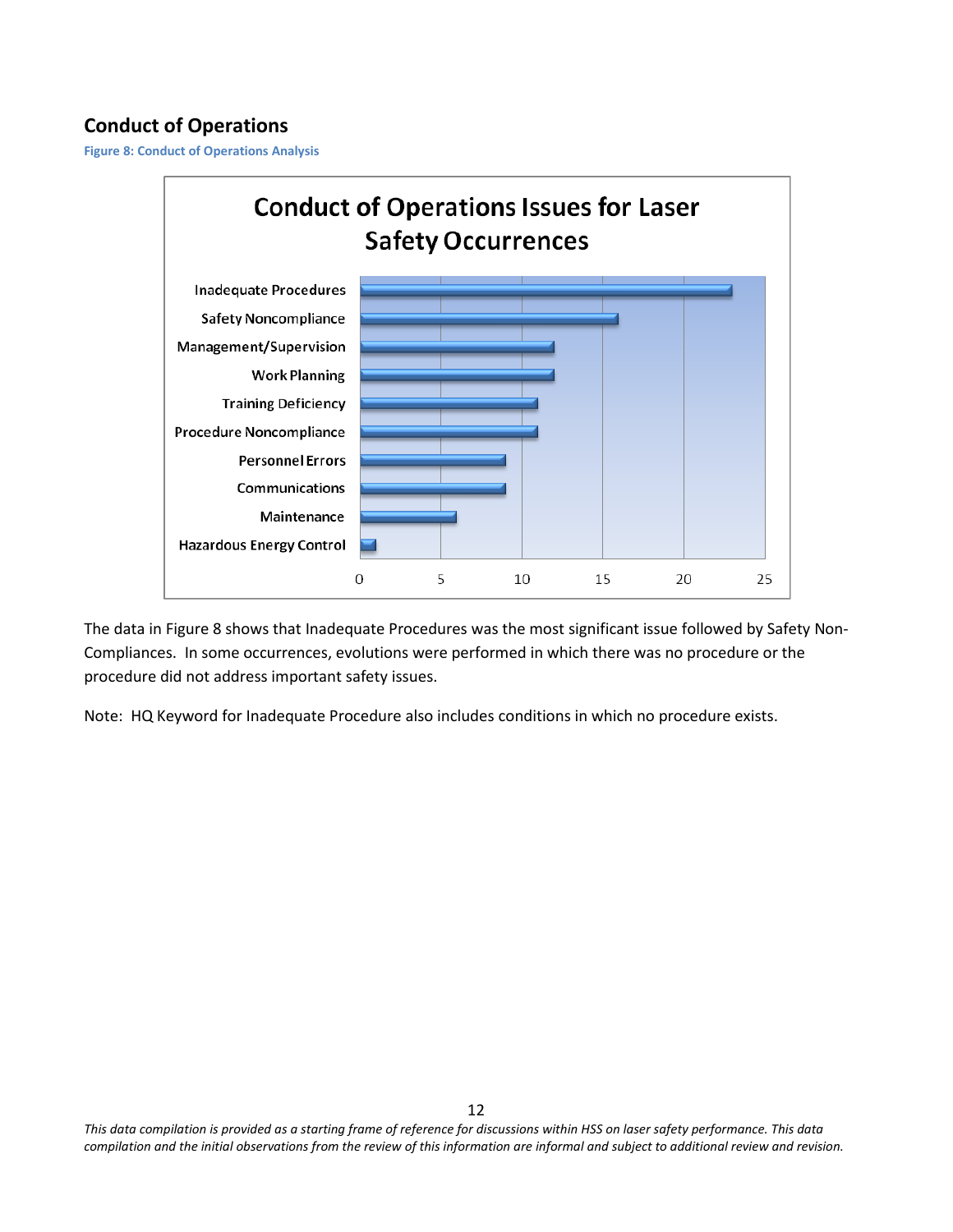## Conduct of Operations

**Figure 8: Conduct of Operations Analysis**

The data in Figure 8 shows that Inadequate Procedures was the most significant issue followed by Safety Non-Compliances. In some occurrences, evolutions were performed in which there was no procedure or the procedure did not address important safety issues.

Note: HQ Keyword for Inadequate Procedure also includes conditions in which no procedure exists.

*This data compilation is provided as a starting frame of reference for discussions within HSS on laser safety performance. This data compilation and the initial observations from the review of this information are informal and subject to additional review and revision.*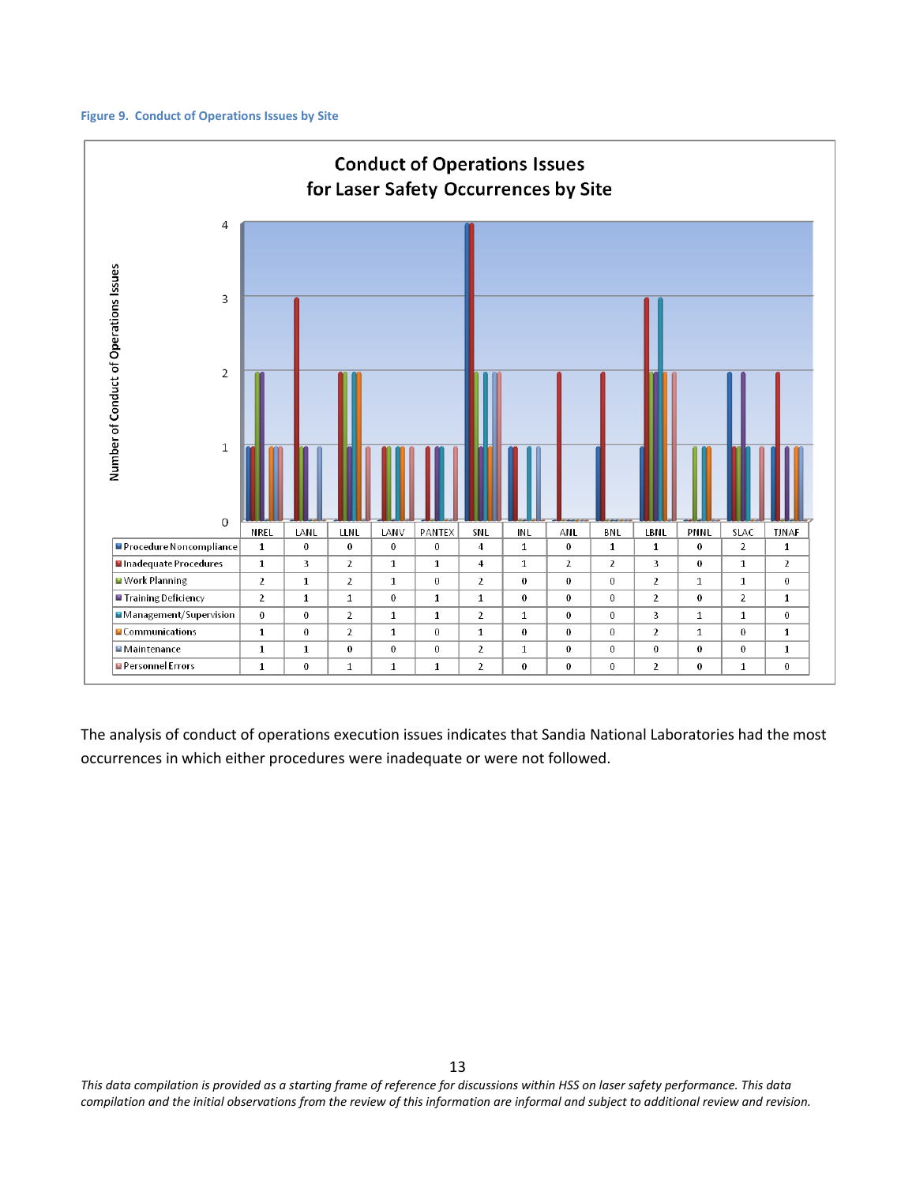**Figure 9. Conduct of Operations Issues by Site**

**Conduct of Operations Issues for Laser Safety Occurrences by Site**

| | NREL | LANL | LLNL | LANV | PANTEX | SNL | INL | ANL | BNL | LBNL | PNNL | SLAC | TJNAF |
|---|---|---|---|---|---|---|---|---|---|---|---|---|---|
| Procedure Noncompliance | 1 | 0 | 0 | 0 | 0 | 4 | 1 | 0 | 1 | 1 | 0 | 2 | 1 |
| Inadequate Procedures | 1 | 3 | 2 | 1 | 1 | 4 | 1 | 2 | 2 | 3 | 0 | 1 | 2 |
| Work Planning | 2 | 1 | 2 | 1 | 0 | 2 | 0 | 0 | 0 | 2 | 1 | 1 | 0 |
| Training Deficiency | 2 | 1 | 1 | 0 | 1 | 1 | 0 | 0 | 0 | 2 | 0 | 2 | 1 |
| Management/Supervision | 0 | 0 | 2 | 1 | 1 | 2 | 1 | 0 | 0 | 3 | 1 | 1 | 0 |
| Communications | 1 | 0 | 2 | 1 | 0 | 1 | 0 | 0 | 0 | 2 | 1 | 0 | 1 |
| Maintenance | 1 | 1 | 0 | 0 | 0 | 2 | 1 | 0 | 0 | 0 | 0 | 0 | 1 |
| Personnel Errors | 1 | 0 | 1 | 1 | 1 | 2 | 0 | 0 | 0 | 2 | 0 | 1 | 0 |

The analysis of conduct of operations execution issues indicates that Sandia National Laboratories had the most occurrences in which either procedures were inadequate or were not followed.

*This data compilation is provided as a starting frame of reference for discussions within HSS on laser safety performance. This data compilation and the initial observations from the review of this information are informal and subject to additional review and revision.*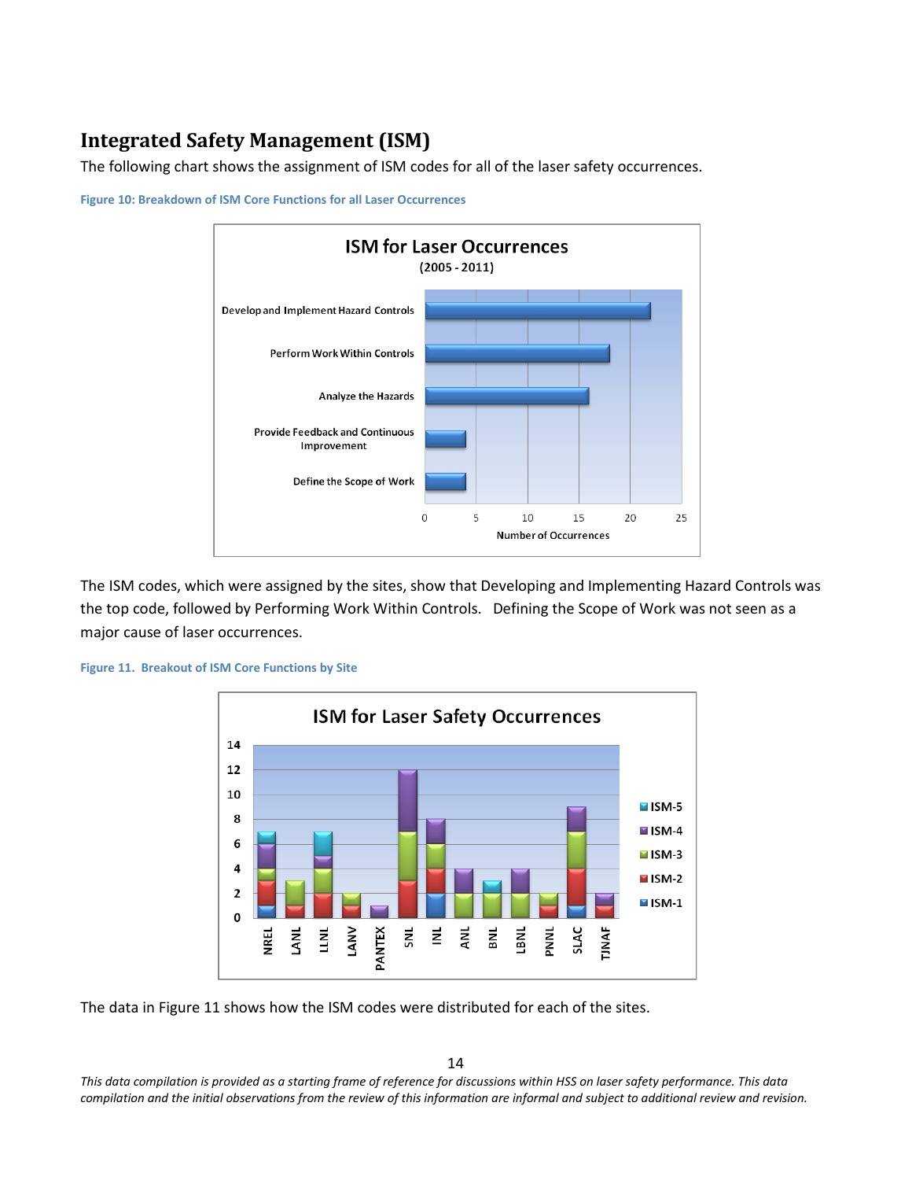## Integrated Safety Management (ISM)

The following chart shows the assignment of ISM codes for all of the laser safety occurrences.

Figure 10: Breakdown of ISM Core Functions for all Laser Occurrences

The ISM codes, which were assigned by the sites, show that Developing and Implementing Hazard Controls was the top code, followed by Performing Work Within Controls. Defining the Scope of Work was not seen as a major cause of laser occurrences.

Figure 11. Breakout of ISM Core Functions by Site

The data in Figure 11 shows how the ISM codes were distributed for each of the sites.

*This data compilation is provided as a starting frame of reference for discussions within HSS on laser safety performance. This data compilation and the initial observations from the review of this information are informal and subject to additional review and revision.*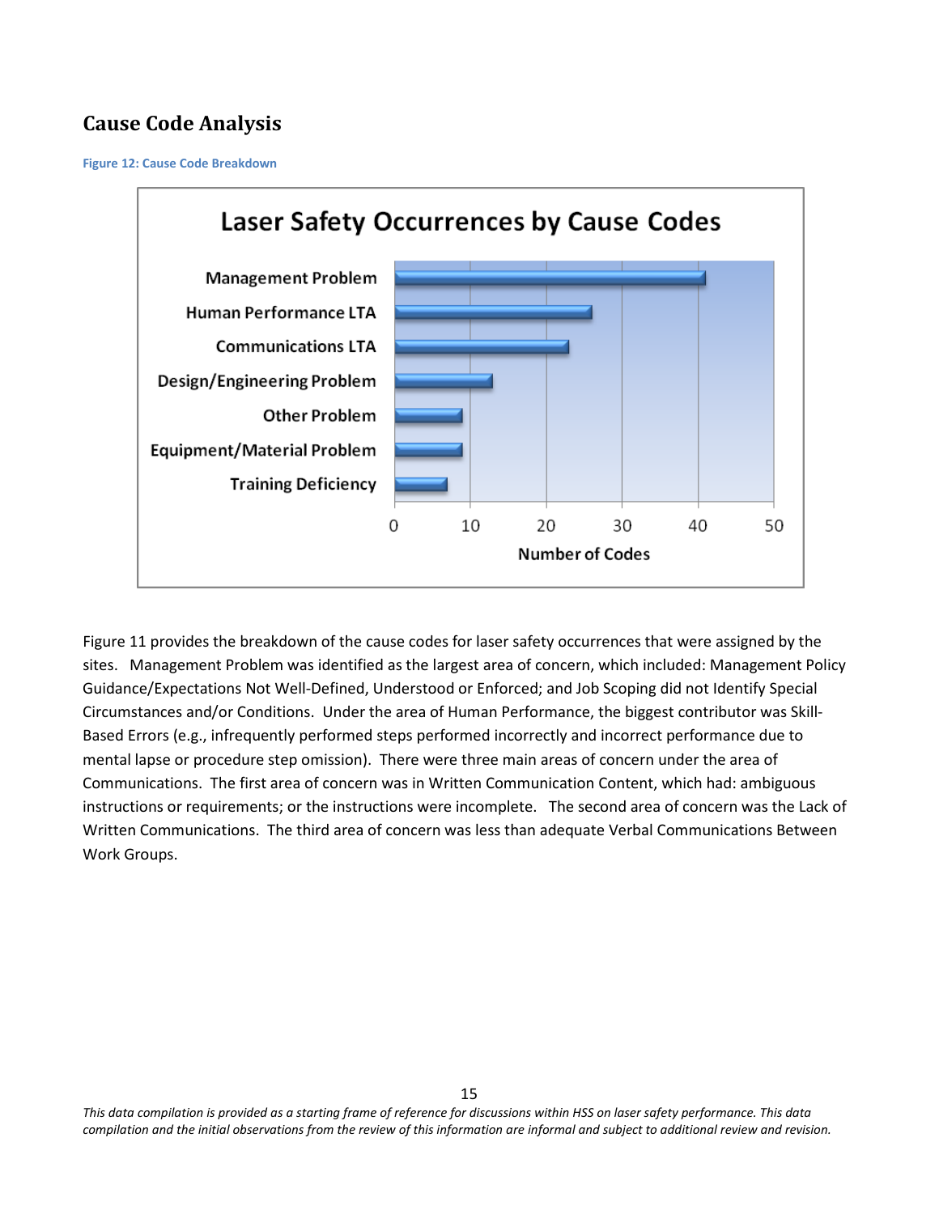## Cause Code Analysis

**Figure 12: Cause Code Breakdown**

**Laser Safety Occurrences by Cause Codes**

| Cause Code | Number of Codes |
|---|---|
| Management Problem | 41 |
| Human Performance LTA | 26 |
| Communications LTA | 23 |
| Design/Engineering Problem | 13 |
| Other Problem | 9 |
| Equipment/Material Problem | 9 |
| Training Deficiency | 7 |

Figure 11 provides the breakdown of the cause codes for laser safety occurrences that were assigned by the sites. Management Problem was identified as the largest area of concern, which included: Management Policy Guidance/Expectations Not Well-Defined, Understood or Enforced; and Job Scoping did not Identify Special Circumstances and/or Conditions. Under the area of Human Performance, the biggest contributor was Skill-Based Errors (e.g., infrequently performed steps performed incorrectly and incorrect performance due to mental lapse or procedure step omission). There were three main areas of concern under the area of Communications. The first area of concern was in Written Communication Content, which had: ambiguous instructions or requirements; or the instructions were incomplete. The second area of concern was the Lack of Written Communications. The third area of concern was less than adequate Verbal Communications Between Work Groups.

*This data compilation is provided as a starting frame of reference for discussions within HSS on laser safety performance. This data compilation and the initial observations from the review of this information are informal and subject to additional review and revision.*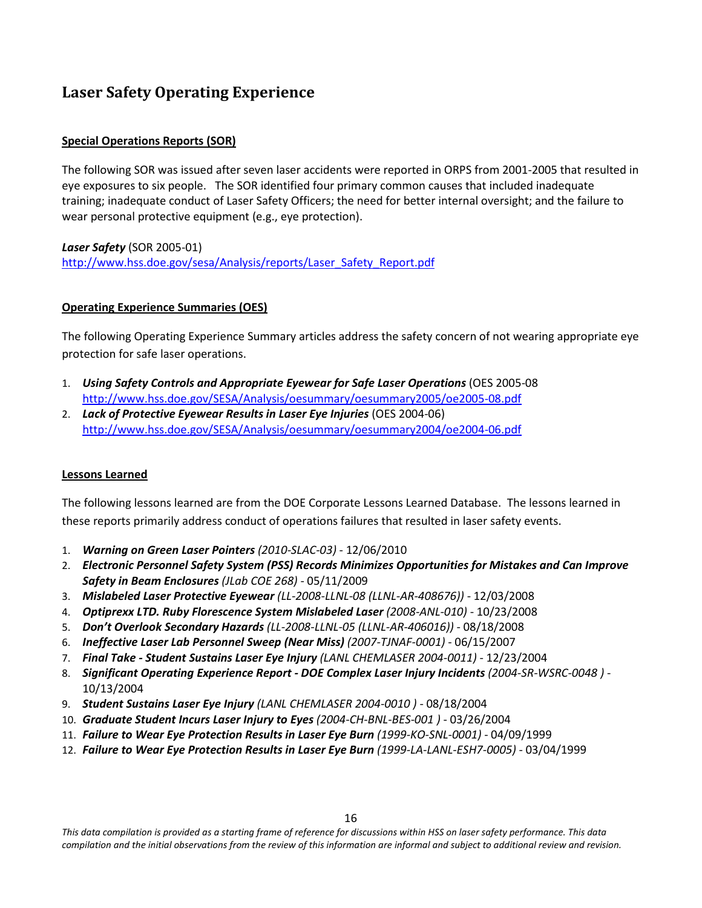# Laser Safety Operating Experience

**Special Operations Reports (SOR)**

The following SOR was issued after seven laser accidents were reported in ORPS from 2001-2005 that resulted in eye exposures to six people. The SOR identified four primary common causes that included inadequate training; inadequate conduct of Laser Safety Officers; the need for better internal oversight; and the failure to wear personal protective equipment (e.g., eye protection).

***Laser Safety*** (SOR 2005-01)
http://www.hss.doe.gov/sesa/Analysis/reports/Laser_Safety_Report.pdf

**Operating Experience Summaries (OES)**

The following Operating Experience Summary articles address the safety concern of not wearing appropriate eye protection for safe laser operations.

1. ***Using Safety Controls and Appropriate Eyewear for Safe Laser Operations*** (OES 2005-08
   http://www.hss.doe.gov/SESA/Analysis/oesummary/oesummary2005/oe2005-08.pdf
2. ***Lack of Protective Eyewear Results in Laser Eye Injuries*** (OES 2004-06)
   http://www.hss.doe.gov/SESA/Analysis/oesummary/oesummary2004/oe2004-06.pdf

**Lessons Learned**

The following lessons learned are from the DOE Corporate Lessons Learned Database. The lessons learned in these reports primarily address conduct of operations failures that resulted in laser safety events.

1. ***Warning on Green Laser Pointers*** *(2010-SLAC-03)* - 12/06/2010
2. ***Electronic Personnel Safety System (PSS) Records Minimizes Opportunities for Mistakes and Can Improve Safety in Beam Enclosures*** *(JLab COE 268)* - 05/11/2009
3. ***Mislabeled Laser Protective Eyewear*** *(LL-2008-LLNL-08 (LLNL-AR-408676))* - 12/03/2008
4. ***Optiprexx LTD. Ruby Florescence System Mislabeled Laser*** *(2008-ANL-010)* - 10/23/2008
5. ***Don't Overlook Secondary Hazards*** *(LL-2008-LLNL-05 (LLNL-AR-406016))* - 08/18/2008
6. ***Ineffective Laser Lab Personnel Sweep (Near Miss)*** *(2007-TJNAF-0001)* - 06/15/2007
7. ***Final Take - Student Sustains Laser Eye Injury*** *(LANL CHEMLASER 2004-0011)* - 12/23/2004
8. ***Significant Operating Experience Report - DOE Complex Laser Injury Incidents*** *(2004-SR-WSRC-0048 )* - 10/13/2004
9. ***Student Sustains Laser Eye Injury*** *(LANL CHEMLASER 2004-0010 )* - 08/18/2004
10. ***Graduate Student Incurs Laser Injury to Eyes*** *(2004-CH-BNL-BES-001 )* - 03/26/2004
11. ***Failure to Wear Eye Protection Results in Laser Eye Burn*** *(1999-KO-SNL-0001)* - 04/09/1999
12. ***Failure to Wear Eye Protection Results in Laser Eye Burn*** *(1999-LA-LANL-ESH7-0005)* - 03/04/1999

*This data compilation is provided as a starting frame of reference for discussions within HSS on laser safety performance. This data compilation and the initial observations from the review of this information are informal and subject to additional review and revision.*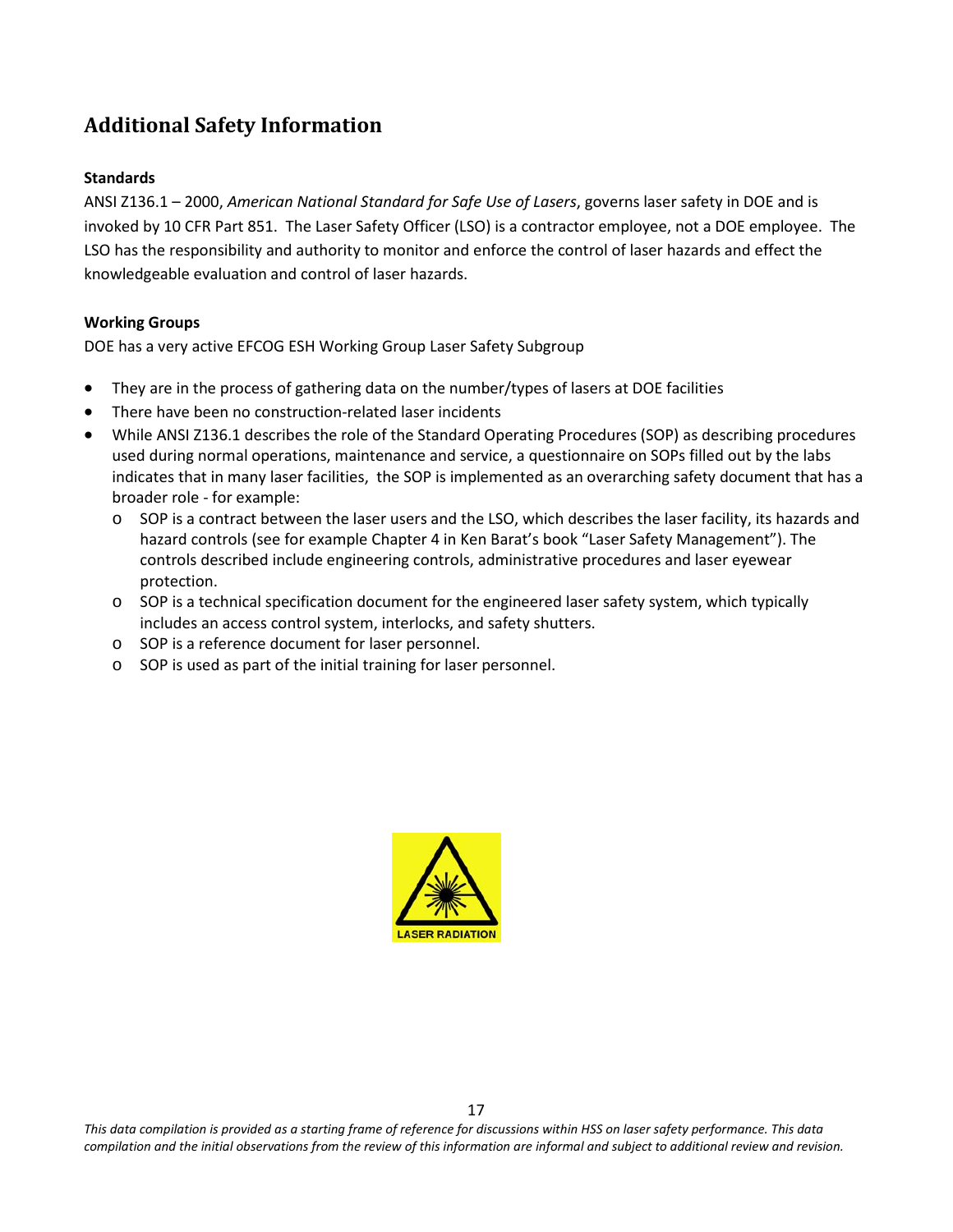## Additional Safety Information

**Standards**

ANSI Z136.1 – 2000, *American National Standard for Safe Use of Lasers*, governs laser safety in DOE and is invoked by 10 CFR Part 851. The Laser Safety Officer (LSO) is a contractor employee, not a DOE employee. The LSO has the responsibility and authority to monitor and enforce the control of laser hazards and effect the knowledgeable evaluation and control of laser hazards.

**Working Groups**

DOE has a very active EFCOG ESH Working Group Laser Safety Subgroup

- They are in the process of gathering data on the number/types of lasers at DOE facilities
- There have been no construction-related laser incidents
- While ANSI Z136.1 describes the role of the Standard Operating Procedures (SOP) as describing procedures used during normal operations, maintenance and service, a questionnaire on SOPs filled out by the labs indicates that in many laser facilities, the SOP is implemented as an overarching safety document that has a broader role - for example:
    - SOP is a contract between the laser users and the LSO, which describes the laser facility, its hazards and hazard controls (see for example Chapter 4 in Ken Barat's book "Laser Safety Management"). The controls described include engineering controls, administrative procedures and laser eyewear protection.
    - SOP is a technical specification document for the engineered laser safety system, which typically includes an access control system, interlocks, and safety shutters.
    - SOP is a reference document for laser personnel.
    - SOP is used as part of the initial training for laser personnel.